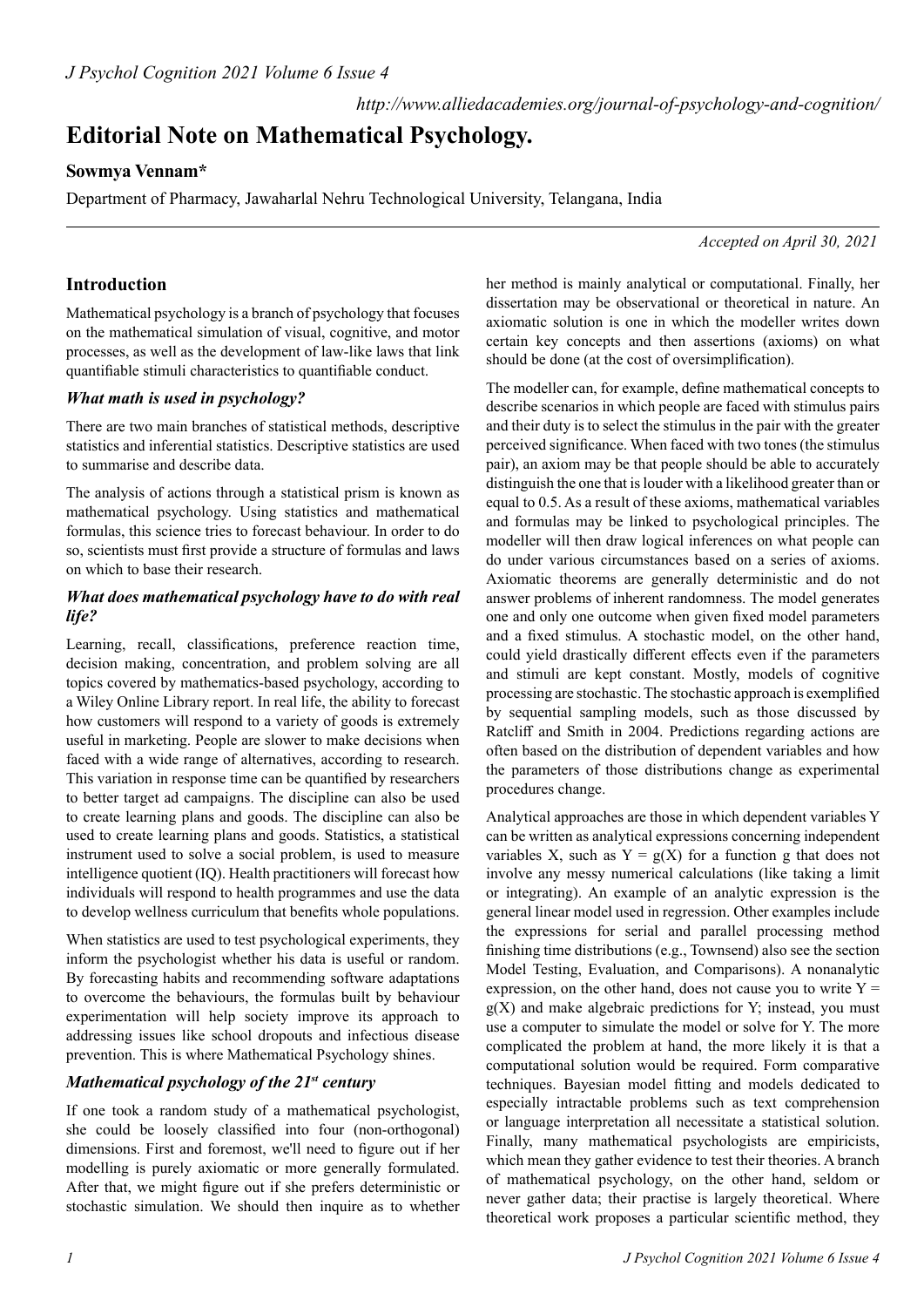# Editorial Note on Mathematical Psychology.

**Sowmya Vennam***

Department of Pharmacy, Jawaharlal Nehru Technological University, Telangana, India

*Accepted on April 30, 2021*

## Introduction

Mathematical psychology is a branch of psychology that focuses on the mathematical simulation of visual, cognitive, and motor processes, as well as the development of law-like laws that link quantifiable stimuli characteristics to quantifiable conduct.

### *What math is used in psychology?*

There are two main branches of statistical methods, descriptive statistics and inferential statistics. Descriptive statistics are used to summarise and describe data.

The analysis of actions through a statistical prism is known as mathematical psychology. Using statistics and mathematical formulas, this science tries to forecast behaviour. In order to do so, scientists must first provide a structure of formulas and laws on which to base their research.

### *What does mathematical psychology have to do with real life?*

Learning, recall, classifications, preference reaction time, decision making, concentration, and problem solving are all topics covered by mathematics-based psychology, according to a Wiley Online Library report. In real life, the ability to forecast how customers will respond to a variety of goods is extremely useful in marketing. People are slower to make decisions when faced with a wide range of alternatives, according to research. This variation in response time can be quantified by researchers to better target ad campaigns. The discipline can also be used to create learning plans and goods. The discipline can also be used to create learning plans and goods. Statistics, a statistical instrument used to solve a social problem, is used to measure intelligence quotient (IQ). Health practitioners will forecast how individuals will respond to health programmes and use the data to develop wellness curriculum that benefits whole populations.

When statistics are used to test psychological experiments, they inform the psychologist whether his data is useful or random. By forecasting habits and recommending software adaptations to overcome the behaviours, the formulas built by behaviour experimentation will help society improve its approach to addressing issues like school dropouts and infectious disease prevention. This is where Mathematical Psychology shines.

### *Mathematical psychology of the 21st century*

If one took a random study of a mathematical psychologist, she could be loosely classified into four (non-orthogonal) dimensions. First and foremost, we'll need to figure out if her modelling is purely axiomatic or more generally formulated. After that, we might figure out if she prefers deterministic or stochastic simulation. We should then inquire as to whether her method is mainly analytical or computational. Finally, her dissertation may be observational or theoretical in nature. An axiomatic solution is one in which the modeller writes down certain key concepts and then assertions (axioms) on what should be done (at the cost of oversimplification).

The modeller can, for example, define mathematical concepts to describe scenarios in which people are faced with stimulus pairs and their duty is to select the stimulus in the pair with the greater perceived significance. When faced with two tones (the stimulus pair), an axiom may be that people should be able to accurately distinguish the one that is louder with a likelihood greater than or equal to 0.5. As a result of these axioms, mathematical variables and formulas may be linked to psychological principles. The modeller will then draw logical inferences on what people can do under various circumstances based on a series of axioms. Axiomatic theorems are generally deterministic and do not answer problems of inherent randomness. The model generates one and only one outcome when given fixed model parameters and a fixed stimulus. A stochastic model, on the other hand, could yield drastically different effects even if the parameters and stimuli are kept constant. Mostly, models of cognitive processing are stochastic. The stochastic approach is exemplified by sequential sampling models, such as those discussed by Ratcliff and Smith in 2004. Predictions regarding actions are often based on the distribution of dependent variables and how the parameters of those distributions change as experimental procedures change.

Analytical approaches are those in which dependent variables Y can be written as analytical expressions concerning independent variables X, such as $Y = g(X)$ for a function g that does not involve any messy numerical calculations (like taking a limit or integrating). An example of an analytic expression is the general linear model used in regression. Other examples include the expressions for serial and parallel processing method finishing time distributions (e.g., Townsend) also see the section Model Testing, Evaluation, and Comparisons). A nonanalytic expression, on the other hand, does not cause you to write $Y = g(X)$ and make algebraic predictions for Y; instead, you must use a computer to simulate the model or solve for Y. The more complicated the problem at hand, the more likely it is that a computational solution would be required. Form comparative techniques. Bayesian model fitting and models dedicated to especially intractable problems such as text comprehension or language interpretation all necessitate a statistical solution. Finally, many mathematical psychologists are empiricists, which mean they gather evidence to test their theories. A branch of mathematical psychology, on the other hand, seldom or never gather data; their practise is largely theoretical. Where theoretical work proposes a particular scientific method, they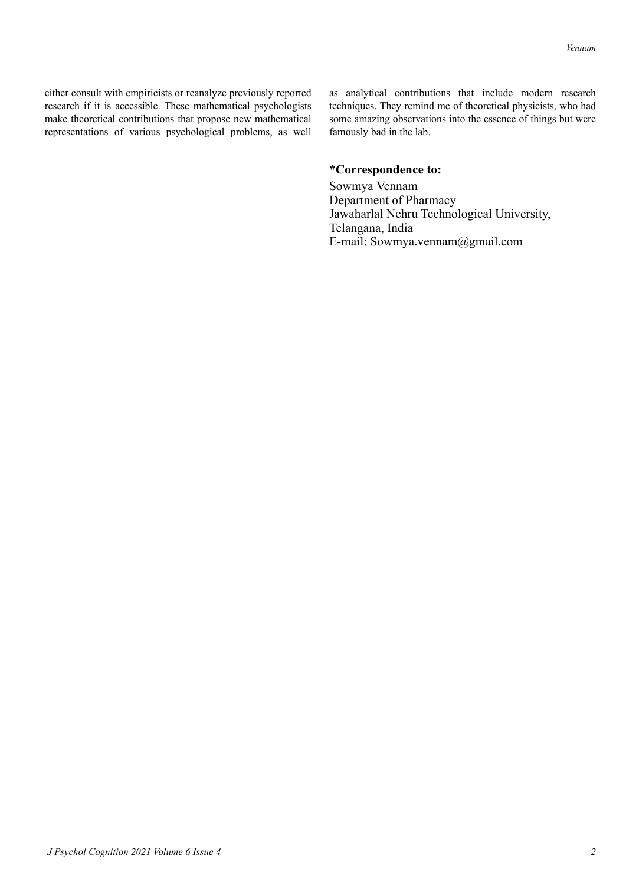either consult with empiricists or reanalyze previously reported research if it is accessible. These mathematical psychologists make theoretical contributions that propose new mathematical representations of various psychological problems, as well as analytical contributions that include modern research techniques. They remind me of theoretical physicists, who had some amazing observations into the essence of things but were famously bad in the lab.

**\*Correspondence to:**

Sowmya Vennam
Department of Pharmacy
Jawaharlal Nehru Technological University,
Telangana, India
E-mail: Sowmya.vennam@gmail.com